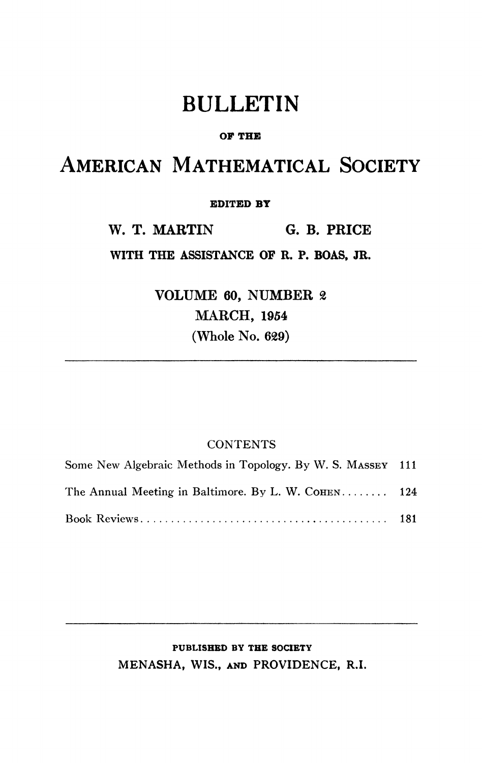# BULLETIN

OF THE

# AMERICAN MATHEMATICAL SOCIETY

EDITED BY

W. T. MARTIN G. B. PRICE

WITH THE ASSISTANCE OF R. P. BOAS, JR.

VOLUME 60, NUMBER 2

MARCH, 1954

(Whole No. 629)

---

CONTENTS

| | |
|---|---|
| Some New Algebraic Methods in Topology. By W. S. Massey | 111 |
| The Annual Meeting in Baltimore. By L. W. Cohen........ | 124 |
| Book Reviews.......................................... | 181 |

---

PUBLISHED BY THE SOCIETY

MENASHA, WIS., AND PROVIDENCE, R.I.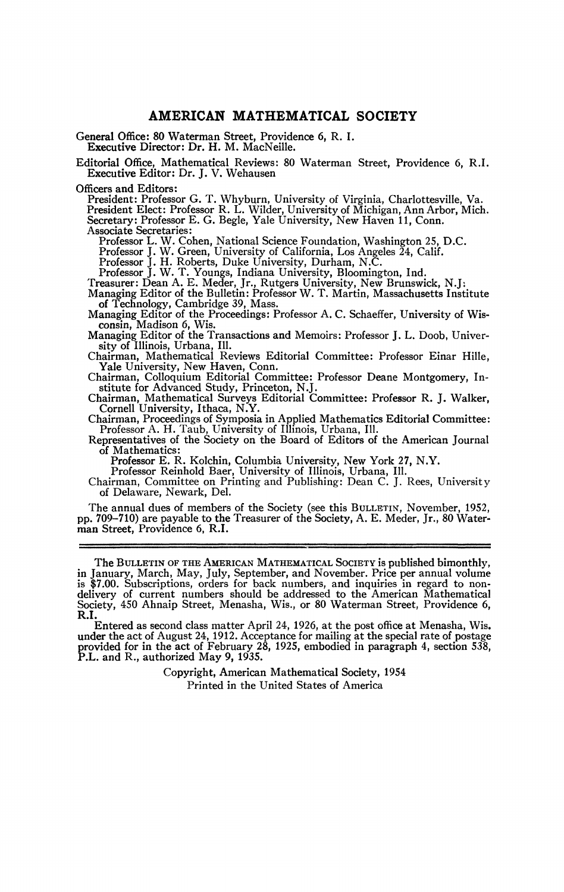# AMERICAN MATHEMATICAL SOCIETY

General Office: 80 Waterman Street, Providence 6, R. I.
  Executive Director: Dr. H. M. MacNeille.

Editorial Office, Mathematical Reviews: 80 Waterman Street, Providence 6, R.I.
  Executive Editor: Dr. J. V. Wehausen

Officers and Editors:

- President: Professor G. T. Whyburn, University of Virginia, Charlottesville, Va.
- President Elect: Professor R. L. Wilder, University of Michigan, Ann Arbor, Mich.
- Secretary: Professor E. G. Begle, Yale University, New Haven 11, Conn.
- Associate Secretaries:
  - Professor L. W. Cohen, National Science Foundation, Washington 25, D.C.
  - Professor J. W. Green, University of California, Los Angeles 24, Calif.
  - Professor J. H. Roberts, Duke University, Durham, N.C.
  - Professor J. W. T. Youngs, Indiana University, Bloomington, Ind.
- Treasurer: Dean A. E. Meder, Jr., Rutgers University, New Brunswick, N.J.
- Managing Editor of the Bulletin: Professor W. T. Martin, Massachusetts Institute of Technology, Cambridge 39, Mass.
- Managing Editor of the Proceedings: Professor A. C. Schaeffer, University of Wisconsin, Madison 6, Wis.
- Managing Editor of the Transactions and Memoirs: Professor J. L. Doob, University of Illinois, Urbana, Ill.
- Chairman, Mathematical Reviews Editorial Committee: Professor Einar Hille, Yale University, New Haven, Conn.
- Chairman, Colloquium Editorial Committee: Professor Deane Montgomery, Institute for Advanced Study, Princeton, N.J.
- Chairman, Mathematical Surveys Editorial Committee: Professor R. J. Walker, Cornell University, Ithaca, N.Y.
- Chairman, Proceedings of Symposia in Applied Mathematics Editorial Committee: Professor A. H. Taub, University of Illinois, Urbana, Ill.
- Representatives of the Society on the Board of Editors of the American Journal of Mathematics:
  - Professor E. R. Kolchin, Columbia University, New York 27, N.Y.
  - Professor Reinhold Baer, University of Illinois, Urbana, Ill.
- Chairman, Committee on Printing and Publishing: Dean C. J. Rees, University of Delaware, Newark, Del.

The annual dues of members of the Society (see this BULLETIN, November, 1952, pp. 709–710) are payable to the Treasurer of the Society, A. E. Meder, Jr., 80 Waterman Street, Providence 6, R.I.

---

The BULLETIN OF THE AMERICAN MATHEMATICAL SOCIETY is published bimonthly, in January, March, May, July, September, and November. Price per annual volume is $7.00. Subscriptions, orders for back numbers, and inquiries in regard to non-delivery of current numbers should be addressed to the American Mathematical Society, 450 Ahnaip Street, Menasha, Wis., or 80 Waterman Street, Providence 6, R.I.

Entered as second class matter April 24, 1926, at the post office at Menasha, Wis. under the act of August 24, 1912. Acceptance for mailing at the special rate of postage provided for in the act of February 28, 1925, embodied in paragraph 4, section 538, P.L. and R., authorized May 9, 1935.

Copyright, American Mathematical Society, 1954
Printed in the United States of America